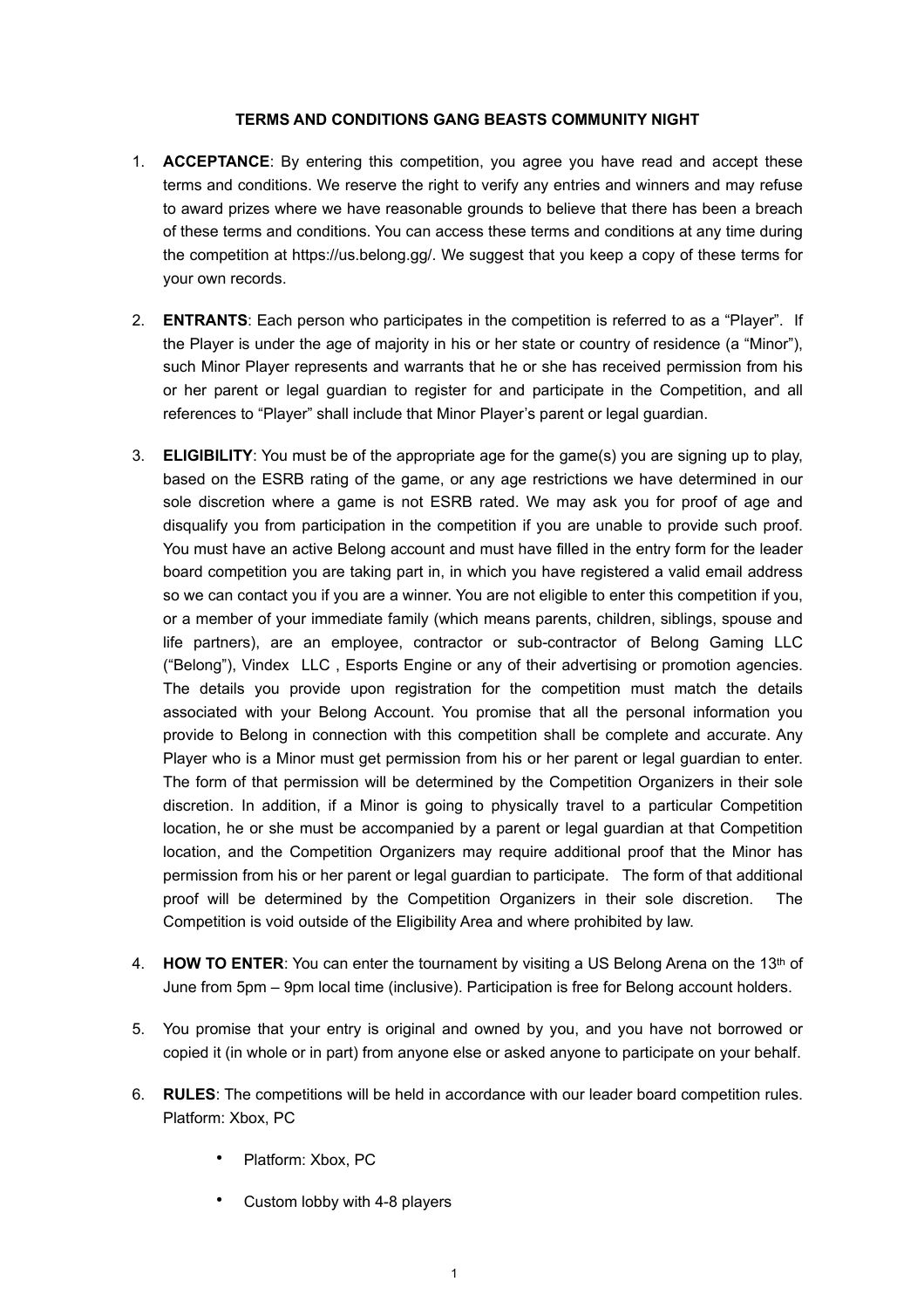**TERMS AND CONDITIONS GANG BEASTS COMMUNITY NIGHT**

1. **ACCEPTANCE**: By entering this competition, you agree you have read and accept these terms and conditions. We reserve the right to verify any entries and winners and may refuse to award prizes where we have reasonable grounds to believe that there has been a breach of these terms and conditions. You can access these terms and conditions at any time during the competition at https://us.belong.gg/. We suggest that you keep a copy of these terms for your own records.

2. **ENTRANTS**: Each person who participates in the competition is referred to as a "Player". If the Player is under the age of majority in his or her state or country of residence (a "Minor"), such Minor Player represents and warrants that he or she has received permission from his or her parent or legal guardian to register for and participate in the Competition, and all references to "Player" shall include that Minor Player's parent or legal guardian.

3. **ELIGIBILITY**: You must be of the appropriate age for the game(s) you are signing up to play, based on the ESRB rating of the game, or any age restrictions we have determined in our sole discretion where a game is not ESRB rated. We may ask you for proof of age and disqualify you from participation in the competition if you are unable to provide such proof. You must have an active Belong account and must have filled in the entry form for the leader board competition you are taking part in, in which you have registered a valid email address so we can contact you if you are a winner. You are not eligible to enter this competition if you, or a member of your immediate family (which means parents, children, siblings, spouse and life partners), are an employee, contractor or sub-contractor of Belong Gaming LLC ("Belong"), Vindex LLC , Esports Engine or any of their advertising or promotion agencies. The details you provide upon registration for the competition must match the details associated with your Belong Account. You promise that all the personal information you provide to Belong in connection with this competition shall be complete and accurate. Any Player who is a Minor must get permission from his or her parent or legal guardian to enter. The form of that permission will be determined by the Competition Organizers in their sole discretion. In addition, if a Minor is going to physically travel to a particular Competition location, he or she must be accompanied by a parent or legal guardian at that Competition location, and the Competition Organizers may require additional proof that the Minor has permission from his or her parent or legal guardian to participate. The form of that additional proof will be determined by the Competition Organizers in their sole discretion. The Competition is void outside of the Eligibility Area and where prohibited by law.

4. **HOW TO ENTER**: You can enter the tournament by visiting a US Belong Arena on the 13th of June from 5pm – 9pm local time (inclusive). Participation is free for Belong account holders.

5. You promise that your entry is original and owned by you, and you have not borrowed or copied it (in whole or in part) from anyone else or asked anyone to participate on your behalf.

6. **RULES**: The competitions will be held in accordance with our leader board competition rules. Platform: Xbox, PC

    - Platform: Xbox, PC
    - Custom lobby with 4-8 players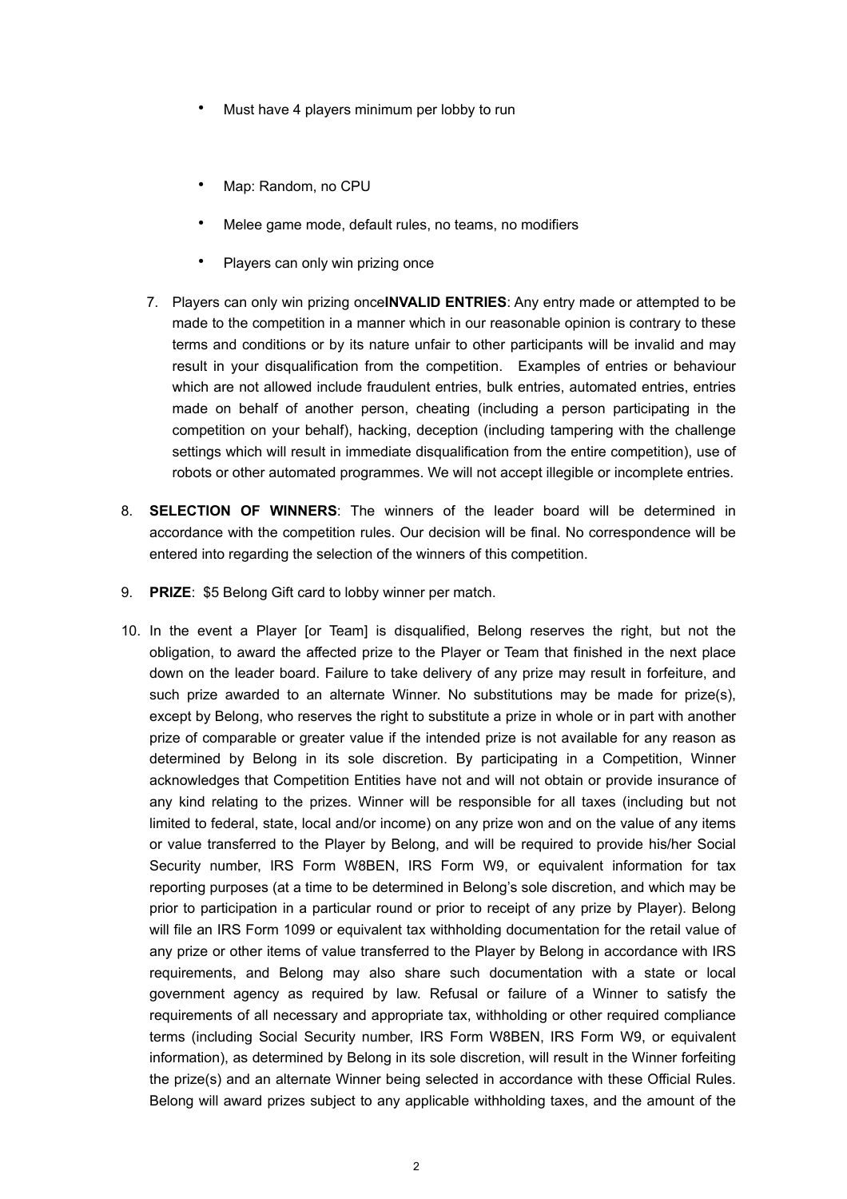- Must have 4 players minimum per lobby to run

- Map: Random, no CPU
- Melee game mode, default rules, no teams, no modifiers
- Players can only win prizing once

7. Players can only win prizing once**INVALID ENTRIES**: Any entry made or attempted to be made to the competition in a manner which in our reasonable opinion is contrary to these terms and conditions or by its nature unfair to other participants will be invalid and may result in your disqualification from the competition. Examples of entries or behaviour which are not allowed include fraudulent entries, bulk entries, automated entries, entries made on behalf of another person, cheating (including a person participating in the competition on your behalf), hacking, deception (including tampering with the challenge settings which will result in immediate disqualification from the entire competition), use of robots or other automated programmes. We will not accept illegible or incomplete entries.

8. **SELECTION OF WINNERS**: The winners of the leader board will be determined in accordance with the competition rules. Our decision will be final. No correspondence will be entered into regarding the selection of the winners of this competition.

9. **PRIZE**: $5 Belong Gift card to lobby winner per match.

10. In the event a Player [or Team] is disqualified, Belong reserves the right, but not the obligation, to award the affected prize to the Player or Team that finished in the next place down on the leader board. Failure to take delivery of any prize may result in forfeiture, and such prize awarded to an alternate Winner. No substitutions may be made for prize(s), except by Belong, who reserves the right to substitute a prize in whole or in part with another prize of comparable or greater value if the intended prize is not available for any reason as determined by Belong in its sole discretion. By participating in a Competition, Winner acknowledges that Competition Entities have not and will not obtain or provide insurance of any kind relating to the prizes. Winner will be responsible for all taxes (including but not limited to federal, state, local and/or income) on any prize won and on the value of any items or value transferred to the Player by Belong, and will be required to provide his/her Social Security number, IRS Form W8BEN, IRS Form W9, or equivalent information for tax reporting purposes (at a time to be determined in Belong's sole discretion, and which may be prior to participation in a particular round or prior to receipt of any prize by Player). Belong will file an IRS Form 1099 or equivalent tax withholding documentation for the retail value of any prize or other items of value transferred to the Player by Belong in accordance with IRS requirements, and Belong may also share such documentation with a state or local government agency as required by law. Refusal or failure of a Winner to satisfy the requirements of all necessary and appropriate tax, withholding or other required compliance terms (including Social Security number, IRS Form W8BEN, IRS Form W9, or equivalent information), as determined by Belong in its sole discretion, will result in the Winner forfeiting the prize(s) and an alternate Winner being selected in accordance with these Official Rules. Belong will award prizes subject to any applicable withholding taxes, and the amount of the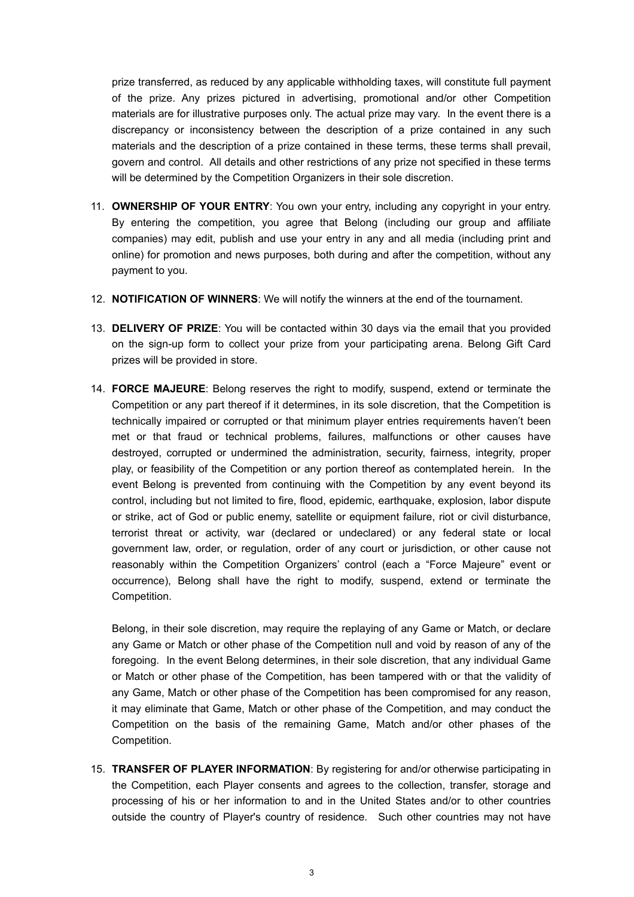prize transferred, as reduced by any applicable withholding taxes, will constitute full payment of the prize. Any prizes pictured in advertising, promotional and/or other Competition materials are for illustrative purposes only. The actual prize may vary. In the event there is a discrepancy or inconsistency between the description of a prize contained in any such materials and the description of a prize contained in these terms, these terms shall prevail, govern and control. All details and other restrictions of any prize not specified in these terms will be determined by the Competition Organizers in their sole discretion.

11. **OWNERSHIP OF YOUR ENTRY**: You own your entry, including any copyright in your entry. By entering the competition, you agree that Belong (including our group and affiliate companies) may edit, publish and use your entry in any and all media (including print and online) for promotion and news purposes, both during and after the competition, without any payment to you.

12. **NOTIFICATION OF WINNERS**: We will notify the winners at the end of the tournament.

13. **DELIVERY OF PRIZE**: You will be contacted within 30 days via the email that you provided on the sign-up form to collect your prize from your participating arena. Belong Gift Card prizes will be provided in store.

14. **FORCE MAJEURE**: Belong reserves the right to modify, suspend, extend or terminate the Competition or any part thereof if it determines, in its sole discretion, that the Competition is technically impaired or corrupted or that minimum player entries requirements haven't been met or that fraud or technical problems, failures, malfunctions or other causes have destroyed, corrupted or undermined the administration, security, fairness, integrity, proper play, or feasibility of the Competition or any portion thereof as contemplated herein. In the event Belong is prevented from continuing with the Competition by any event beyond its control, including but not limited to fire, flood, epidemic, earthquake, explosion, labor dispute or strike, act of God or public enemy, satellite or equipment failure, riot or civil disturbance, terrorist threat or activity, war (declared or undeclared) or any federal state or local government law, order, or regulation, order of any court or jurisdiction, or other cause not reasonably within the Competition Organizers' control (each a "Force Majeure" event or occurrence), Belong shall have the right to modify, suspend, extend or terminate the Competition.

    Belong, in their sole discretion, may require the replaying of any Game or Match, or declare any Game or Match or other phase of the Competition null and void by reason of any of the foregoing. In the event Belong determines, in their sole discretion, that any individual Game or Match or other phase of the Competition, has been tampered with or that the validity of any Game, Match or other phase of the Competition has been compromised for any reason, it may eliminate that Game, Match or other phase of the Competition, and may conduct the Competition on the basis of the remaining Game, Match and/or other phases of the Competition.

15. **TRANSFER OF PLAYER INFORMATION**: By registering for and/or otherwise participating in the Competition, each Player consents and agrees to the collection, transfer, storage and processing of his or her information to and in the United States and/or to other countries outside the country of Player's country of residence. Such other countries may not have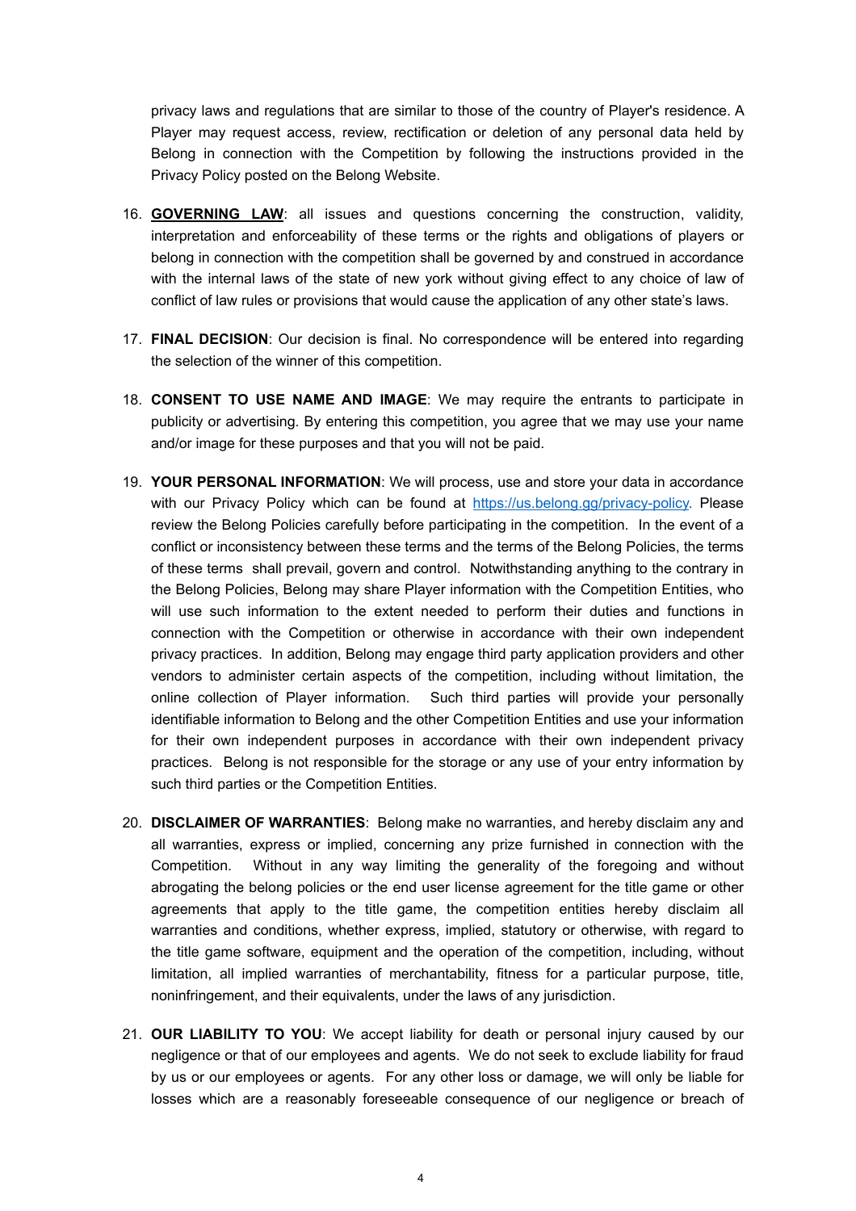privacy laws and regulations that are similar to those of the country of Player's residence. A Player may request access, review, rectification or deletion of any personal data held by Belong in connection with the Competition by following the instructions provided in the Privacy Policy posted on the Belong Website.

16. **GOVERNING LAW**: all issues and questions concerning the construction, validity, interpretation and enforceability of these terms or the rights and obligations of players or belong in connection with the competition shall be governed by and construed in accordance with the internal laws of the state of new york without giving effect to any choice of law of conflict of law rules or provisions that would cause the application of any other state's laws.

17. **FINAL DECISION**: Our decision is final. No correspondence will be entered into regarding the selection of the winner of this competition.

18. **CONSENT TO USE NAME AND IMAGE**: We may require the entrants to participate in publicity or advertising. By entering this competition, you agree that we may use your name and/or image for these purposes and that you will not be paid.

19. **YOUR PERSONAL INFORMATION**: We will process, use and store your data in accordance with our Privacy Policy which can be found at [https://us.belong.gg/privacy-policy](https://us.belong.gg/privacy-policy). Please review the Belong Policies carefully before participating in the competition. In the event of a conflict or inconsistency between these terms and the terms of the Belong Policies, the terms of these terms shall prevail, govern and control. Notwithstanding anything to the contrary in the Belong Policies, Belong may share Player information with the Competition Entities, who will use such information to the extent needed to perform their duties and functions in connection with the Competition or otherwise in accordance with their own independent privacy practices. In addition, Belong may engage third party application providers and other vendors to administer certain aspects of the competition, including without limitation, the online collection of Player information. Such third parties will provide your personally identifiable information to Belong and the other Competition Entities and use your information for their own independent purposes in accordance with their own independent privacy practices. Belong is not responsible for the storage or any use of your entry information by such third parties or the Competition Entities.

20. **DISCLAIMER OF WARRANTIES**: Belong make no warranties, and hereby disclaim any and all warranties, express or implied, concerning any prize furnished in connection with the Competition. Without in any way limiting the generality of the foregoing and without abrogating the belong policies or the end user license agreement for the title game or other agreements that apply to the title game, the competition entities hereby disclaim all warranties and conditions, whether express, implied, statutory or otherwise, with regard to the title game software, equipment and the operation of the competition, including, without limitation, all implied warranties of merchantability, fitness for a particular purpose, title, noninfringement, and their equivalents, under the laws of any jurisdiction.

21. **OUR LIABILITY TO YOU**: We accept liability for death or personal injury caused by our negligence or that of our employees and agents. We do not seek to exclude liability for fraud by us or our employees or agents. For any other loss or damage, we will only be liable for losses which are a reasonably foreseeable consequence of our negligence or breach of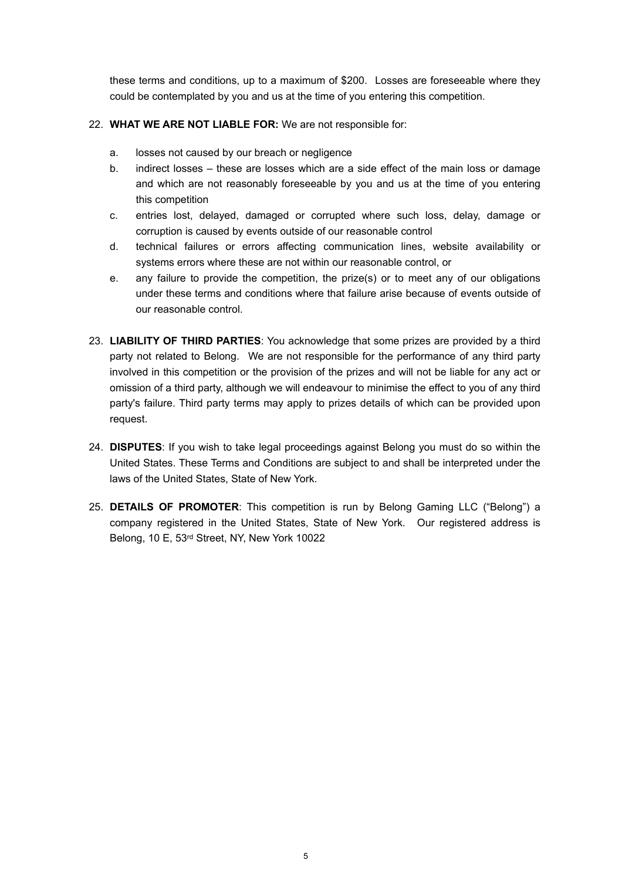these terms and conditions, up to a maximum of $200. Losses are foreseeable where they could be contemplated by you and us at the time of you entering this competition.

22. **WHAT WE ARE NOT LIABLE FOR:** We are not responsible for:

    a. losses not caused by our breach or negligence

    b. indirect losses – these are losses which are a side effect of the main loss or damage and which are not reasonably foreseeable by you and us at the time of you entering this competition

    c. entries lost, delayed, damaged or corrupted where such loss, delay, damage or corruption is caused by events outside of our reasonable control

    d. technical failures or errors affecting communication lines, website availability or systems errors where these are not within our reasonable control, or

    e. any failure to provide the competition, the prize(s) or to meet any of our obligations under these terms and conditions where that failure arise because of events outside of our reasonable control.

23. **LIABILITY OF THIRD PARTIES**: You acknowledge that some prizes are provided by a third party not related to Belong. We are not responsible for the performance of any third party involved in this competition or the provision of the prizes and will not be liable for any act or omission of a third party, although we will endeavour to minimise the effect to you of any third party's failure. Third party terms may apply to prizes details of which can be provided upon request.

24. **DISPUTES**: If you wish to take legal proceedings against Belong you must do so within the United States. These Terms and Conditions are subject to and shall be interpreted under the laws of the United States, State of New York.

25. **DETAILS OF PROMOTER**: This competition is run by Belong Gaming LLC ("Belong") a company registered in the United States, State of New York. Our registered address is Belong, 10 E, 53rd Street, NY, New York 10022